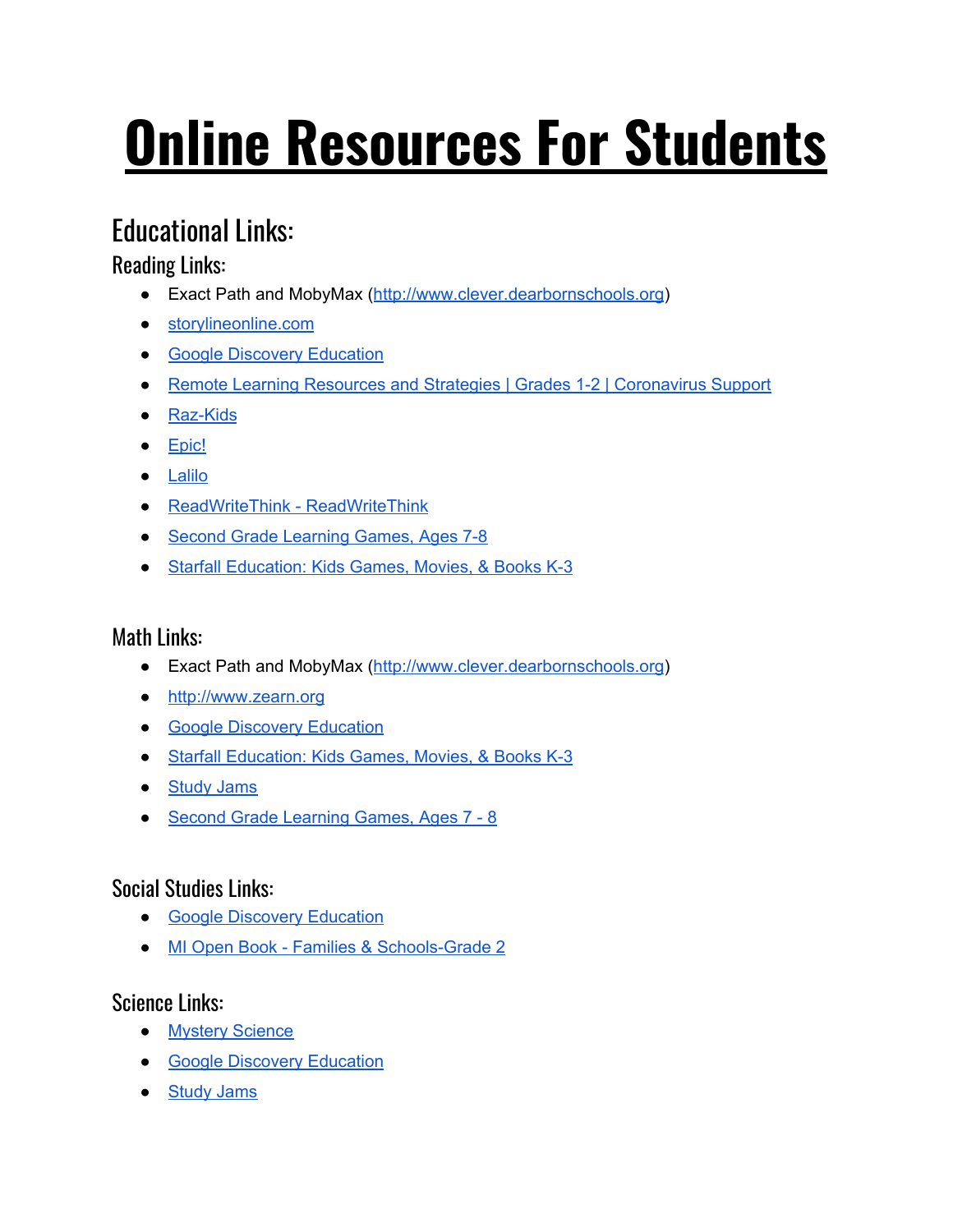# Online Resources For Students

## Educational Links:

### Reading Links:

- Exact Path and MobyMax (http://www.clever.dearbornschools.org)
- storylineonline.com
- Google Discovery Education
- Remote Learning Resources and Strategies | Grades 1-2 | Coronavirus Support
- Raz-Kids
- Epic!
- Lalilo
- ReadWriteThink - ReadWriteThink
- Second Grade Learning Games, Ages 7-8
- Starfall Education: Kids Games, Movies, & Books K-3

### Math Links:

- Exact Path and MobyMax (http://www.clever.dearbornschools.org)
- http://www.zearn.org
- Google Discovery Education
- Starfall Education: Kids Games, Movies, & Books K-3
- Study Jams
- Second Grade Learning Games, Ages 7 - 8

### Social Studies Links:

- Google Discovery Education
- MI Open Book - Families & Schools-Grade 2

### Science Links:

- Mystery Science
- Google Discovery Education
- Study Jams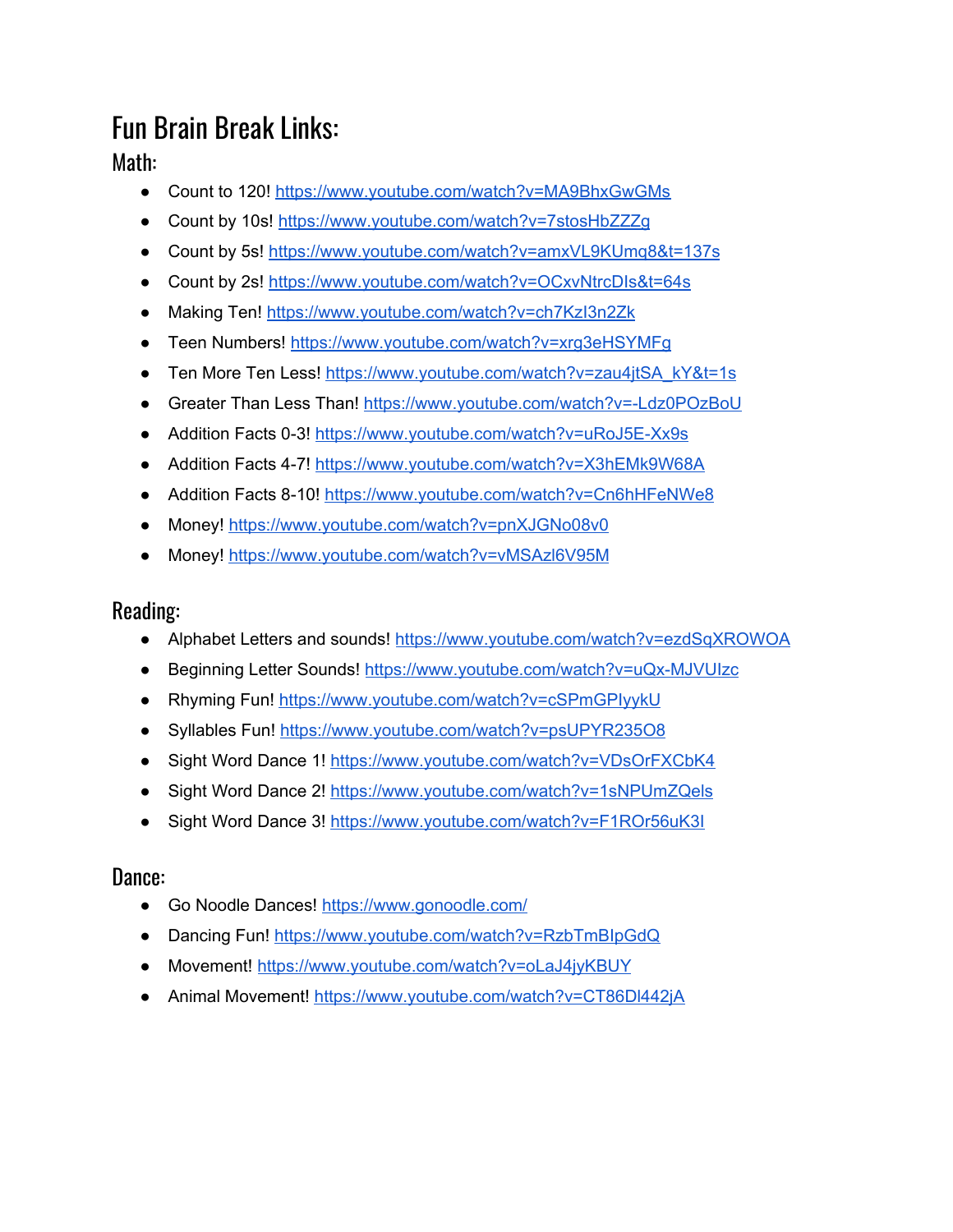# Fun Brain Break Links:

## Math:

- Count to 120! https://www.youtube.com/watch?v=MA9BhxGwGMs
- Count by 10s! https://www.youtube.com/watch?v=7stosHbZZZg
- Count by 5s! https://www.youtube.com/watch?v=amxVL9KUmq8&t=137s
- Count by 2s! https://www.youtube.com/watch?v=OCxvNtrcDIs&t=64s
- Making Ten! https://www.youtube.com/watch?v=ch7KzI3n2Zk
- Teen Numbers! https://www.youtube.com/watch?v=xrg3eHSYMFg
- Ten More Ten Less! https://www.youtube.com/watch?v=zau4jtSA_kY&t=1s
- Greater Than Less Than! https://www.youtube.com/watch?v=-Ldz0POzBoU
- Addition Facts 0-3! https://www.youtube.com/watch?v=uRoJ5E-Xx9s
- Addition Facts 4-7! https://www.youtube.com/watch?v=X3hEMk9W68A
- Addition Facts 8-10! https://www.youtube.com/watch?v=Cn6hHFeNWe8
- Money! https://www.youtube.com/watch?v=pnXJGNo08v0
- Money! https://www.youtube.com/watch?v=vMSAzl6V95M

## Reading:

- Alphabet Letters and sounds! https://www.youtube.com/watch?v=ezdSqXROWOA
- Beginning Letter Sounds! https://www.youtube.com/watch?v=uQx-MJVUIzc
- Rhyming Fun! https://www.youtube.com/watch?v=cSPmGPIyykU
- Syllables Fun! https://www.youtube.com/watch?v=psUPYR235O8
- Sight Word Dance 1! https://www.youtube.com/watch?v=VDsOrFXCbK4
- Sight Word Dance 2! https://www.youtube.com/watch?v=1sNPUmZQels
- Sight Word Dance 3! https://www.youtube.com/watch?v=F1ROr56uK3I

## Dance:

- Go Noodle Dances! https://www.gonoodle.com/
- Dancing Fun! https://www.youtube.com/watch?v=RzbTmBIpGdQ
- Movement! https://www.youtube.com/watch?v=oLaJ4jyKBUY
- Animal Movement! https://www.youtube.com/watch?v=CT86Dl442jA